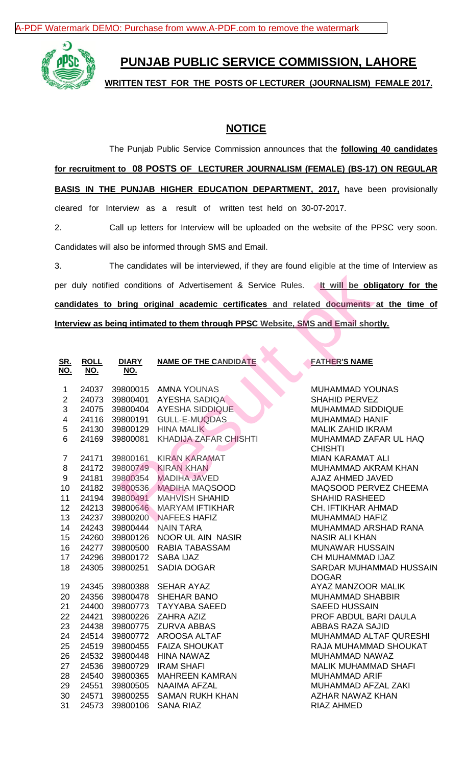A-PDF Watermark DEMO: Purchase from www.A-PDF.com to remove the watermark

# PUNJAB PUBLIC SERVICE COMMISSION, LAHORE

**WRITTEN TEST FOR THE POSTS OF LECTURER (JOURNALISM) FEMALE 2017.**

## NOTICE

The Punjab Public Service Commission announces that the **following 40 candidates for recruitment to 08 POSTS OF LECTURER JOURNALISM (FEMALE) (BS-17) ON REGULAR BASIS IN THE PUNJAB HIGHER EDUCATION DEPARTMENT, 2017,** have been provisionally cleared for Interview as a result of written test held on 30-07-2017.

2. Call up letters for Interview will be uploaded on the website of the PPSC very soon. Candidates will also be informed through SMS and Email.

3. The candidates will be interviewed, if they are found eligible at the time of Interview as per duly notified conditions of Advertisement & Service Rules. **It will be obligatory for the candidates to bring original academic certificates and related documents at the time of Interview as being intimated to them through PPSC Website, SMS and Email shortly.**

| SR. NO. | ROLL NO. | DIARY NO. | NAME OF THE CANDIDATE | FATHER'S NAME |
|---|---|---|---|---|
| 1 | 24037 | 39800015 | AMNA YOUNAS | MUHAMMAD YOUNAS |
| 2 | 24073 | 39800401 | AYESHA SADIQA | SHAHID PERVEZ |
| 3 | 24075 | 39800404 | AYESHA SIDDIQUE | MUHAMMAD SIDDIQUE |
| 4 | 24116 | 39800191 | GULL-E-MUQDAS | MUHAMMAD HANIF |
| 5 | 24130 | 39800129 | HINA MALIK | MALIK ZAHID IKRAM |
| 6 | 24169 | 39800081 | KHADIJA ZAFAR CHISHTI | MUHAMMAD ZAFAR UL HAQ CHISHTI |
| 7 | 24171 | 39800161 | KIRAN KARAMAT | MIAN KARAMAT ALI |
| 8 | 24172 | 39800749 | KIRAN KHAN | MUHAMMAD AKRAM KHAN |
| 9 | 24181 | 39800354 | MADIHA JAVED | AJAZ AHMED JAVED |
| 10 | 24182 | 39800536 | MADIHA MAQSOOD | MAQSOOD PERVEZ CHEEMA |
| 11 | 24194 | 39800491 | MAHVISH SHAHID | SHAHID RASHEED |
| 12 | 24213 | 39800646 | MARYAM IFTIKHAR | CH. IFTIKHAR AHMAD |
| 13 | 24237 | 39800200 | NAFEES HAFIZ | MUHAMMAD HAFIZ |
| 14 | 24243 | 39800444 | NAIN TARA | MUHAMMAD ARSHAD RANA |
| 15 | 24260 | 39800126 | NOOR UL AIN NASIR | NASIR ALI KHAN |
| 16 | 24277 | 39800500 | RABIA TABASSAM | MUNAWAR HUSSAIN |
| 17 | 24296 | 39800172 | SABA IJAZ | CH MUHAMMAD IJAZ |
| 18 | 24305 | 39800251 | SADIA DOGAR | SARDAR MUHAMMAD HUSSAIN DOGAR |
| 19 | 24345 | 39800388 | SEHAR AYAZ | AYAZ MANZOOR MALIK |
| 20 | 24356 | 39800478 | SHEHAR BANO | MUHAMMAD SHABBIR |
| 21 | 24400 | 39800773 | TAYYABA SAEED | SAEED HUSSAIN |
| 22 | 24421 | 39800226 | ZAHRA AZIZ | PROF ABDUL BARI DAULA |
| 23 | 24438 | 39800775 | ZURVA ABBAS | ABBAS RAZA SAJID |
| 24 | 24514 | 39800772 | AROOSA ALTAF | MUHAMMAD ALTAF QURESHI |
| 25 | 24519 | 39800455 | FAIZA SHOUKAT | RAJA MUHAMMAD SHOUKAT |
| 26 | 24532 | 39800448 | HINA NAWAZ | MUHAMMAD NAWAZ |
| 27 | 24536 | 39800729 | IRAM SHAFI | MALIK MUHAMMAD SHAFI |
| 28 | 24540 | 39800365 | MAHREEN KAMRAN | MUHAMMAD ARIF |
| 29 | 24551 | 39800505 | NAAIMA AFZAL | MUHAMMAD AFZAL ZAKI |
| 30 | 24571 | 39800255 | SAMAN RUKH KHAN | AZHAR NAWAZ KHAN |
| 31 | 24573 | 39800106 | SANA RIAZ | RIAZ AHMED |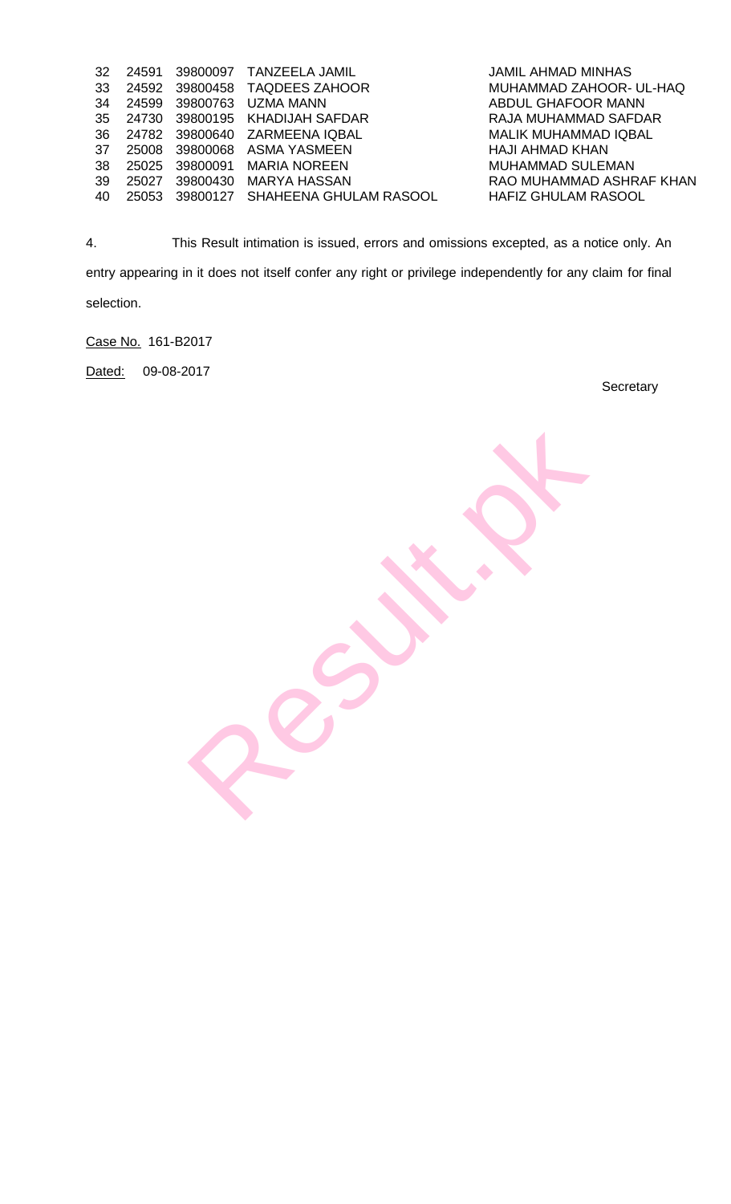| | | | | |
|---|---|---|---|---|
| 32 | 24591 | 39800097 | TANZEELA JAMIL | JAMIL AHMAD MINHAS |
| 33 | 24592 | 39800458 | TAQDEES ZAHOOR | MUHAMMAD ZAHOOR- UL-HAQ |
| 34 | 24599 | 39800763 | UZMA MANN | ABDUL GHAFOOR MANN |
| 35 | 24730 | 39800195 | KHADIJAH SAFDAR | RAJA MUHAMMAD SAFDAR |
| 36 | 24782 | 39800640 | ZARMEENA IQBAL | MALIK MUHAMMAD IQBAL |
| 37 | 25008 | 39800068 | ASMA YASMEEN | HAJI AHMAD KHAN |
| 38 | 25025 | 39800091 | MARIA NOREEN | MUHAMMAD SULEMAN |
| 39 | 25027 | 39800430 | MARYA HASSAN | RAO MUHAMMAD ASHRAF KHAN |
| 40 | 25053 | 39800127 | SHAHEENA GHULAM RASOOL | HAFIZ GHULAM RASOOL |

4. This Result intimation is issued, errors and omissions excepted, as a notice only. An entry appearing in it does not itself confer any right or privilege independently for any claim for final selection.

Case No. 161-B2017

Dated: 09-08-2017

Secretary